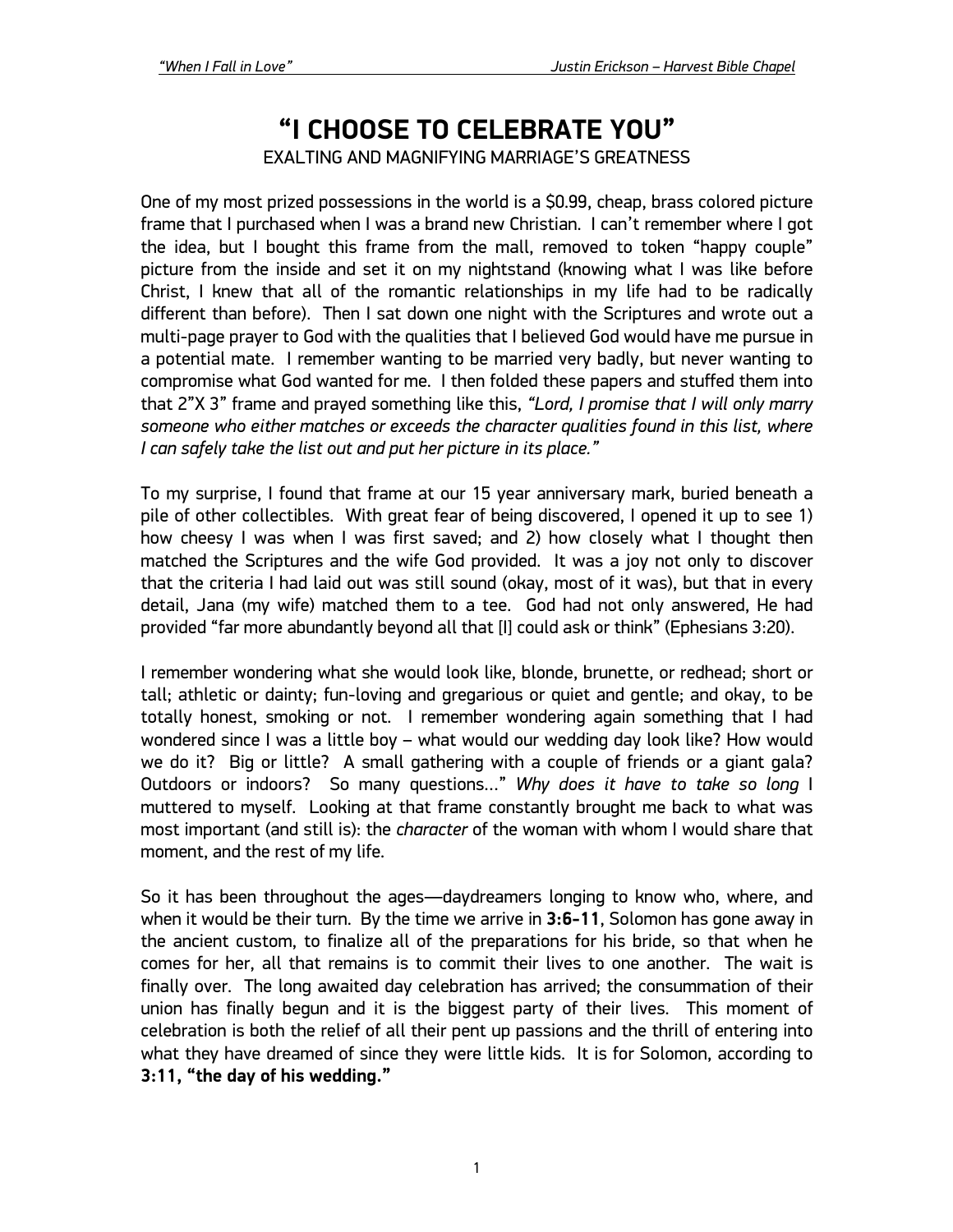# "I CHOOSE TO CELEBRATE YOU"

EXALTING AND MAGNIFYING MARRIAGE'S GREATNESS

One of my most prized possessions in the world is a $0.99, cheap, brass colored picture frame that I purchased when I was a brand new Christian. I can't remember where I got the idea, but I bought this frame from the mall, removed to token "happy couple" picture from the inside and set it on my nightstand (knowing what I was like before Christ, I knew that all of the romantic relationships in my life had to be radically different than before). Then I sat down one night with the Scriptures and wrote out a multi-page prayer to God with the qualities that I believed God would have me pursue in a potential mate. I remember wanting to be married very badly, but never wanting to compromise what God wanted for me. I then folded these papers and stuffed them into that 2"X 3" frame and prayed something like this, *"Lord, I promise that I will only marry someone who either matches or exceeds the character qualities found in this list, where I can safely take the list out and put her picture in its place."*

To my surprise, I found that frame at our 15 year anniversary mark, buried beneath a pile of other collectibles. With great fear of being discovered, I opened it up to see 1) how cheesy I was when I was first saved; and 2) how closely what I thought then matched the Scriptures and the wife God provided. It was a joy not only to discover that the criteria I had laid out was still sound (okay, most of it was), but that in every detail, Jana (my wife) matched them to a tee. God had not only answered, He had provided "far more abundantly beyond all that [I] could ask or think" (Ephesians 3:20).

I remember wondering what she would look like, blonde, brunette, or redhead; short or tall; athletic or dainty; fun-loving and gregarious or quiet and gentle; and okay, to be totally honest, smoking or not. I remember wondering again something that I had wondered since I was a little boy – what would our wedding day look like? How would we do it? Big or little? A small gathering with a couple of friends or a giant gala? Outdoors or indoors? So many questions…" *Why does it have to take so long* I muttered to myself. Looking at that frame constantly brought me back to what was most important (and still is): the *character* of the woman with whom I would share that moment, and the rest of my life.

So it has been throughout the ages—daydreamers longing to know who, where, and when it would be their turn. By the time we arrive in **3:6-11**, Solomon has gone away in the ancient custom, to finalize all of the preparations for his bride, so that when he comes for her, all that remains is to commit their lives to one another. The wait is finally over. The long awaited day celebration has arrived; the consummation of their union has finally begun and it is the biggest party of their lives. This moment of celebration is both the relief of all their pent up passions and the thrill of entering into what they have dreamed of since they were little kids. It is for Solomon, according to **3:11, "the day of his wedding."**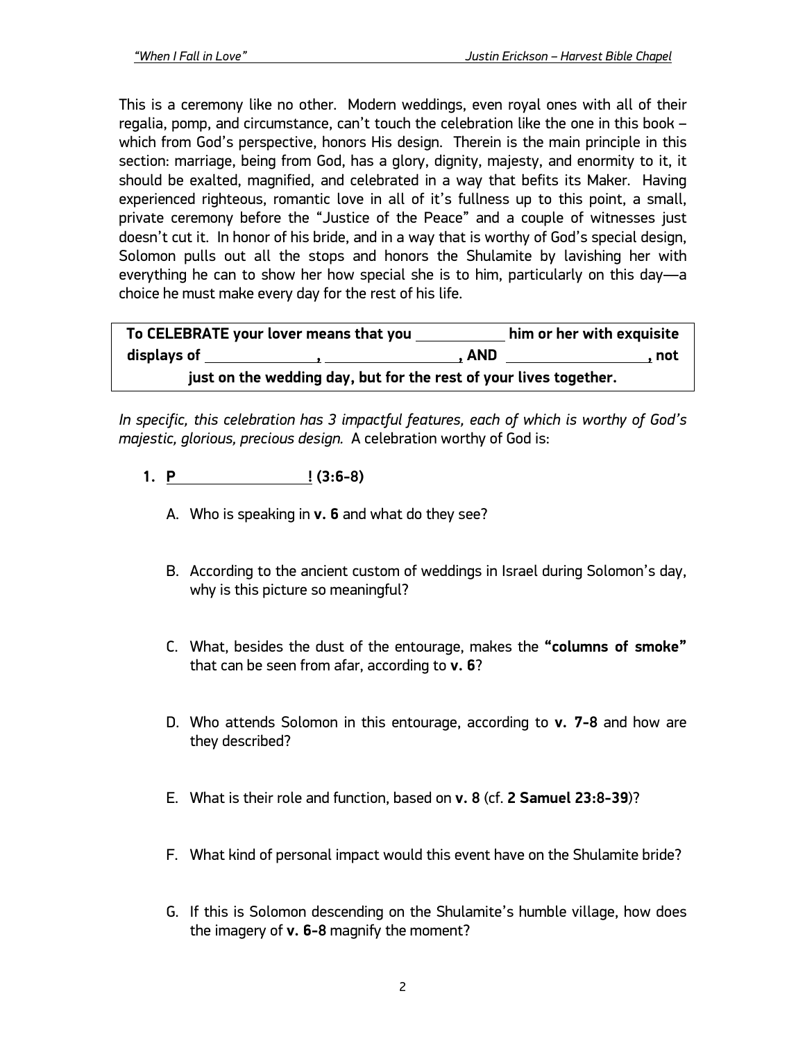This is a ceremony like no other. Modern weddings, even royal ones with all of their regalia, pomp, and circumstance, can't touch the celebration like the one in this book – which from God's perspective, honors His design. Therein is the main principle in this section: marriage, being from God, has a glory, dignity, majesty, and enormity to it, it should be exalted, magnified, and celebrated in a way that befits its Maker. Having experienced righteous, romantic love in all of it's fullness up to this point, a small, private ceremony before the "Justice of the Peace" and a couple of witnesses just doesn't cut it. In honor of his bride, and in a way that is worthy of God's special design, Solomon pulls out all the stops and honors the Shulamite by lavishing her with everything he can to show her how special she is to him, particularly on this day—a choice he must make every day for the rest of his life.

> **To CELEBRATE your lover means that you ___________ him or her with exquisite displays of _______________, ________________, AND __________________, not just on the wedding day, but for the rest of your lives together.**

*In specific, this celebration has 3 impactful features, each of which is worthy of God's majestic, glorious, precious design.* A celebration worthy of God is:

1. **P_________________! (3:6-8)**

   A. Who is speaking in **v. 6** and what do they see?

   B. According to the ancient custom of weddings in Israel during Solomon's day, why is this picture so meaningful?

   C. What, besides the dust of the entourage, makes the **"columns of smoke"** that can be seen from afar, according to **v. 6**?

   D. Who attends Solomon in this entourage, according to **v. 7-8** and how are they described?

   E. What is their role and function, based on **v. 8** (cf. **2 Samuel 23:8-39**)?

   F. What kind of personal impact would this event have on the Shulamite bride?

   G. If this is Solomon descending on the Shulamite's humble village, how does the imagery of **v. 6-8** magnify the moment?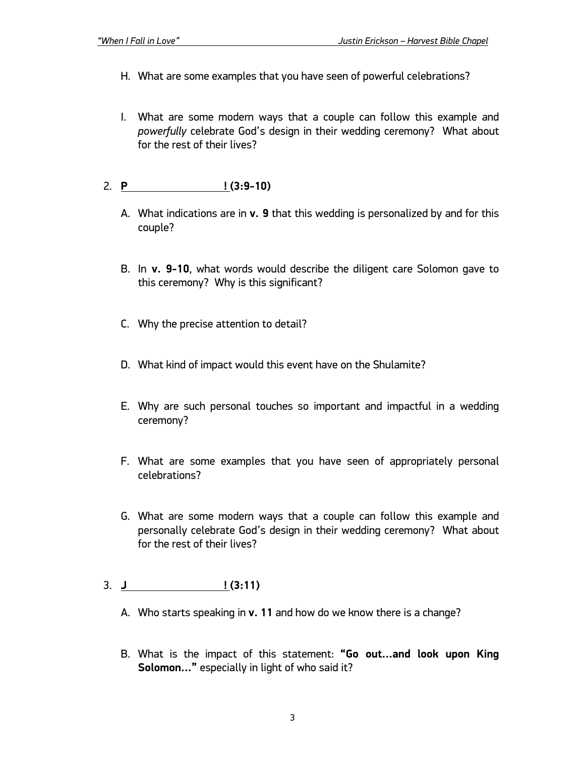H. What are some examples that you have seen of powerful celebrations?

I. What are some modern ways that a couple can follow this example and *powerfully* celebrate God's design in their wedding ceremony? What about for the rest of their lives?

2. **P________________! (3:9-10)**

A. What indications are in **v. 9** that this wedding is personalized by and for this couple?

B. In **v. 9-10**, what words would describe the diligent care Solomon gave to this ceremony? Why is this significant?

C. Why the precise attention to detail?

D. What kind of impact would this event have on the Shulamite?

E. Why are such personal touches so important and impactful in a wedding ceremony?

F. What are some examples that you have seen of appropriately personal celebrations?

G. What are some modern ways that a couple can follow this example and personally celebrate God's design in their wedding ceremony? What about for the rest of their lives?

3. **J________________! (3:11)**

A. Who starts speaking in **v. 11** and how do we know there is a change?

B. What is the impact of this statement: **"Go out…and look upon King Solomon…"** especially in light of who said it?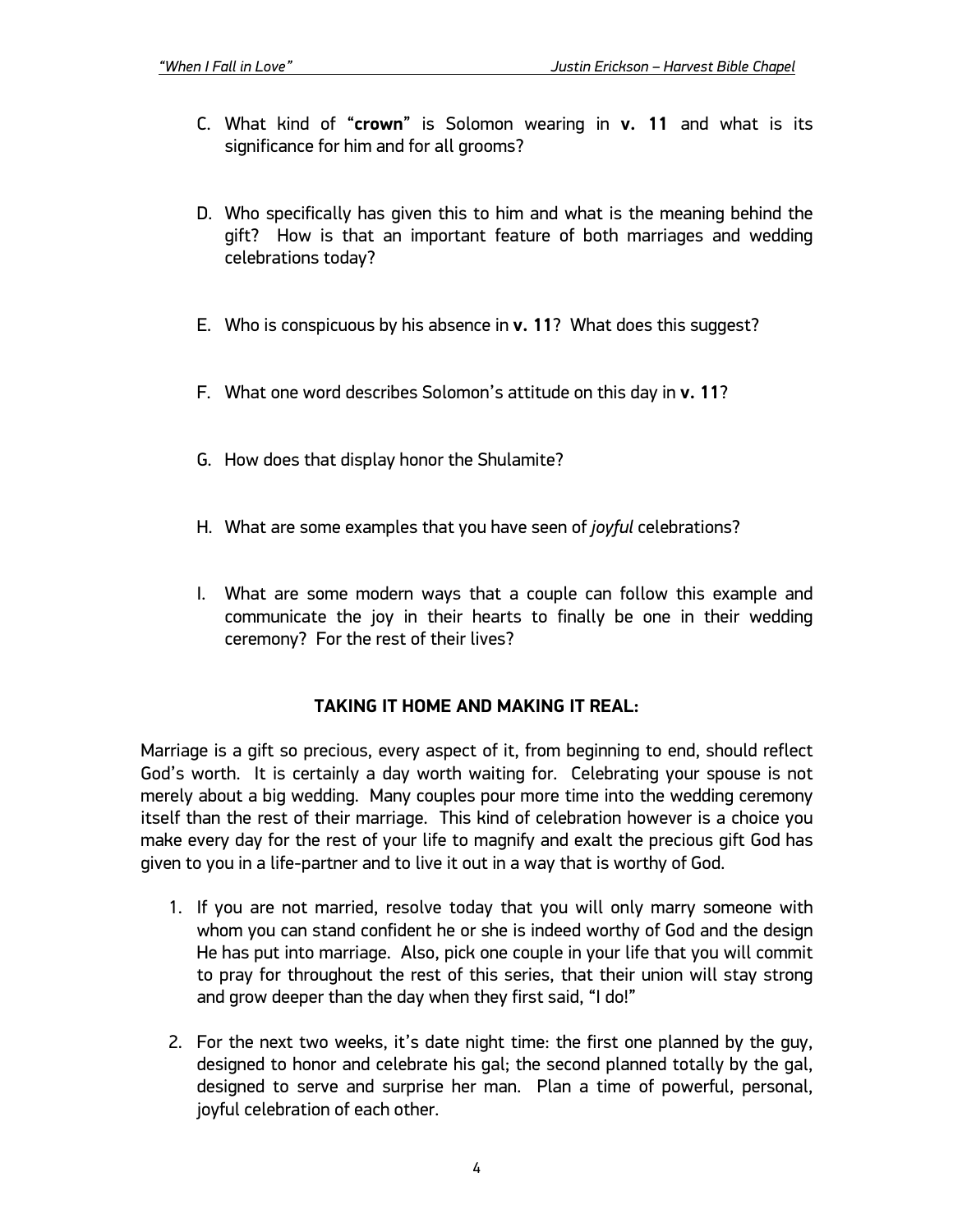C. What kind of "**crown**" is Solomon wearing in **v. 11** and what is its significance for him and for all grooms?

D. Who specifically has given this to him and what is the meaning behind the gift? How is that an important feature of both marriages and wedding celebrations today?

E. Who is conspicuous by his absence in **v. 11**? What does this suggest?

F. What one word describes Solomon's attitude on this day in **v. 11**?

G. How does that display honor the Shulamite?

H. What are some examples that you have seen of *joyful* celebrations?

I. What are some modern ways that a couple can follow this example and communicate the joy in their hearts to finally be one in their wedding ceremony? For the rest of their lives?

## TAKING IT HOME AND MAKING IT REAL:

Marriage is a gift so precious, every aspect of it, from beginning to end, should reflect God's worth. It is certainly a day worth waiting for. Celebrating your spouse is not merely about a big wedding. Many couples pour more time into the wedding ceremony itself than the rest of their marriage. This kind of celebration however is a choice you make every day for the rest of your life to magnify and exalt the precious gift God has given to you in a life-partner and to live it out in a way that is worthy of God.

1. If you are not married, resolve today that you will only marry someone with whom you can stand confident he or she is indeed worthy of God and the design He has put into marriage. Also, pick one couple in your life that you will commit to pray for throughout the rest of this series, that their union will stay strong and grow deeper than the day when they first said, "I do!"

2. For the next two weeks, it's date night time: the first one planned by the guy, designed to honor and celebrate his gal; the second planned totally by the gal, designed to serve and surprise her man. Plan a time of powerful, personal, joyful celebration of each other.